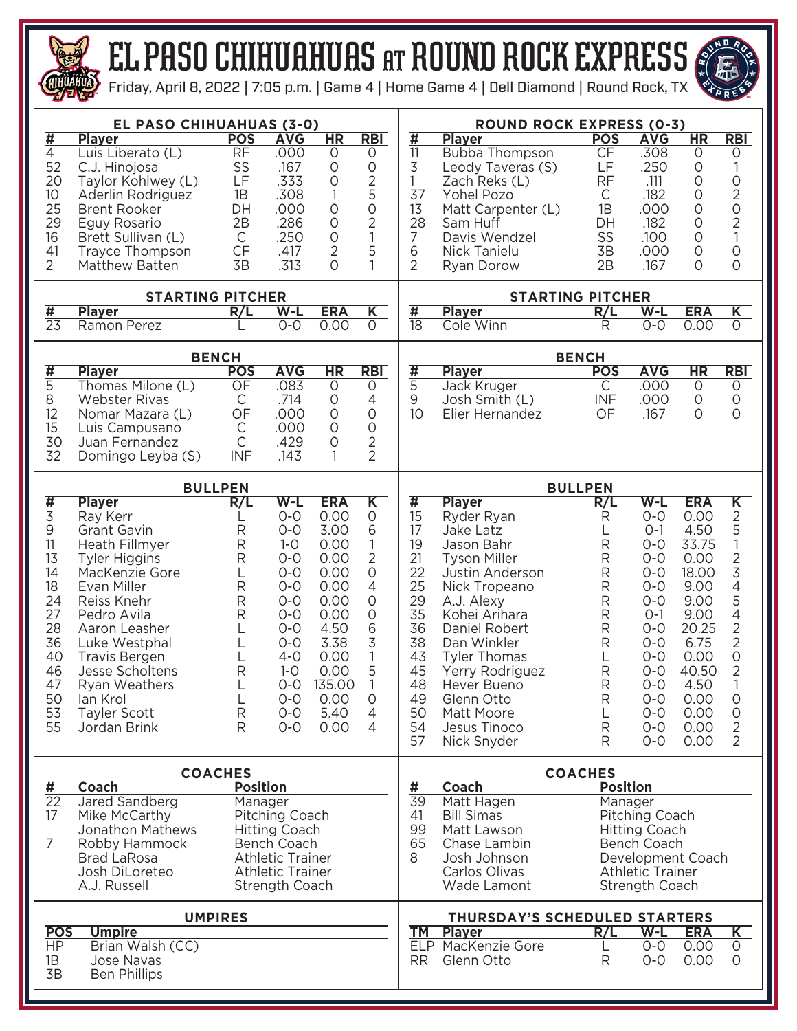# EL PASO CHIHUAHUAS AT ROUND ROCK EXPRESS

Friday, April 8, 2022 | 7:05 p.m. | Game 4 | Home Game 4 | Dell Diamond | Round Rock, TX

## EL PASO CHIHUAHUAS (3-0)

| # | Player | POS | AVG | HR | RBI |
|---|---|---|---|---|---|
| 4 | Luis Liberato (L) | RF | .000 | 0 | 0 |
| 52 | C.J. Hinojosa | SS | .167 | 0 | 0 |
| 20 | Taylor Kohlwey (L) | LF | .333 | 0 | 2 |
| 10 | Aderlin Rodriguez | 1B | .308 | 1 | 5 |
| 25 | Brent Rooker | DH | .000 | 0 | 0 |
| 29 | Eguy Rosario | 2B | .286 | 0 | 2 |
| 16 | Brett Sullivan (L) | C | .250 | 0 | 1 |
| 41 | Trayce Thompson | CF | .417 | 2 | 5 |
| 2 | Matthew Batten | 3B | .313 | 0 | 1 |

### STARTING PITCHER

| # | Player | R/L | W-L | ERA | K |
|---|---|---|---|---|---|
| 23 | Ramon Perez | L | 0-0 | 0.00 | 0 |

### BENCH

| # | Player | POS | AVG | HR | RBI |
|---|---|---|---|---|---|
| 5 | Thomas Milone (L) | OF | .083 | 0 | 0 |
| 8 | Webster Rivas | C | .714 | 0 | 4 |
| 12 | Nomar Mazara (L) | OF | .000 | 0 | 0 |
| 15 | Luis Campusano | C | .000 | 0 | 0 |
| 30 | Juan Fernandez | C | .429 | 0 | 2 |
| 32 | Domingo Leyba (S) | INF | .143 | 1 | 2 |

### BULLPEN

| # | Player | R/L | W-L | ERA | K |
|---|---|---|---|---|---|
| 3 | Ray Kerr | L | 0-0 | 0.00 | 0 |
| 9 | Grant Gavin | R | 0-0 | 3.00 | 6 |
| 11 | Heath Fillmyer | R | 1-0 | 0.00 | 1 |
| 13 | Tyler Higgins | R | 0-0 | 0.00 | 2 |
| 14 | MacKenzie Gore | L | 0-0 | 0.00 | 0 |
| 18 | Evan Miller | R | 0-0 | 0.00 | 4 |
| 24 | Reiss Knehr | R | 0-0 | 0.00 | 0 |
| 27 | Pedro Avila | R | 0-0 | 0.00 | 0 |
| 28 | Aaron Leasher | L | 0-0 | 4.50 | 6 |
| 36 | Luke Westphal | L | 0-0 | 3.38 | 3 |
| 40 | Travis Bergen | L | 4-0 | 0.00 | 1 |
| 46 | Jesse Scholtens | R | 1-0 | 0.00 | 5 |
| 47 | Ryan Weathers | L | 0-0 | 135.00 | 1 |
| 50 | Ian Krol | L | 0-0 | 0.00 | 0 |
| 53 | Tayler Scott | R | 0-0 | 5.40 | 4 |
| 55 | Jordan Brink | R | 0-0 | 0.00 | 4 |

### COACHES

| # | Coach | Position |
|---|---|---|
| 22 | Jared Sandberg | Manager |
| 17 | Mike McCarthy | Pitching Coach |
| | Jonathon Mathews | Hitting Coach |
| 7 | Robby Hammock | Bench Coach |
| | Brad LaRosa | Athletic Trainer |
| | Josh DiLoreteo | Athletic Trainer |
| | A.J. Russell | Strength Coach |

### UMPIRES

| POS | Umpire |
|---|---|
| HP | Brian Walsh (CC) |
| 1B | Jose Navas |
| 3B | Ben Phillips |

## ROUND ROCK EXPRESS (0-3)

| # | Player | POS | AVG | HR | RBI |
|---|---|---|---|---|---|
| 11 | Bubba Thompson | CF | .308 | 0 | 0 |
| 3 | Leody Taveras (S) | LF | .250 | 0 | 1 |
| 1 | Zach Reks (L) | RF | .111 | 0 | 0 |
| 37 | Yohel Pozo | C | .182 | 0 | 2 |
| 13 | Matt Carpenter (L) | 1B | .000 | 0 | 0 |
| 28 | Sam Huff | DH | .182 | 0 | 2 |
| 7 | Davis Wendzel | SS | .100 | 0 | 1 |
| 6 | Nick Tanielu | 3B | .000 | 0 | 0 |
| 2 | Ryan Dorow | 2B | .167 | 0 | 0 |

### STARTING PITCHER

| # | Player | R/L | W-L | ERA | K |
|---|---|---|---|---|---|
| 18 | Cole Winn | R | 0-0 | 0.00 | 0 |

### BENCH

| # | Player | POS | AVG | HR | RBI |
|---|---|---|---|---|---|
| 5 | Jack Kruger | C | .000 | 0 | 0 |
| 9 | Josh Smith (L) | INF | .000 | 0 | 0 |
| 10 | Elier Hernandez | OF | .167 | 0 | 0 |

### BULLPEN

| # | Player | R/L | W-L | ERA | K |
|---|---|---|---|---|---|
| 15 | Ryder Ryan | R | 0-0 | 0.00 | 2 |
| 17 | Jake Latz | L | 0-1 | 4.50 | 5 |
| 19 | Jason Bahr | R | 0-0 | 33.75 | 1 |
| 21 | Tyson Miller | R | 0-0 | 0.00 | 2 |
| 22 | Justin Anderson | R | 0-0 | 18.00 | 3 |
| 25 | Nick Tropeano | R | 0-0 | 9.00 | 4 |
| 29 | A.J. Alexy | R | 0-0 | 9.00 | 5 |
| 35 | Kohei Arihara | R | 0-1 | 9.00 | 4 |
| 36 | Daniel Robert | R | 0-0 | 20.25 | 2 |
| 38 | Dan Winkler | R | 0-0 | 6.75 | 2 |
| 43 | Tyler Thomas | L | 0-0 | 0.00 | 0 |
| 45 | Yerry Rodriguez | R | 0-0 | 40.50 | 2 |
| 48 | Hever Bueno | R | 0-0 | 4.50 | 1 |
| 49 | Glenn Otto | R | 0-0 | 0.00 | 0 |
| 50 | Matt Moore | L | 0-0 | 0.00 | 0 |
| 54 | Jesus Tinoco | R | 0-0 | 0.00 | 2 |
| 57 | Nick Snyder | R | 0-0 | 0.00 | 2 |

### COACHES

| # | Coach | Position |
|---|---|---|
| 39 | Matt Hagen | Manager |
| 41 | Bill Simas | Pitching Coach |
| 99 | Matt Lawson | Hitting Coach |
| 65 | Chase Lambin | Bench Coach |
| 8 | Josh Johnson | Development Coach |
| | Carlos Olivas | Athletic Trainer |
| | Wade Lamont | Strength Coach |

### THURSDAY'S SCHEDULED STARTERS

| TM | Player | R/L | W-L | ERA | K |
|---|---|---|---|---|---|
| ELP | MacKenzie Gore | L | 0-0 | 0.00 | 0 |
| RR | Glenn Otto | R | 0-0 | 0.00 | 0 |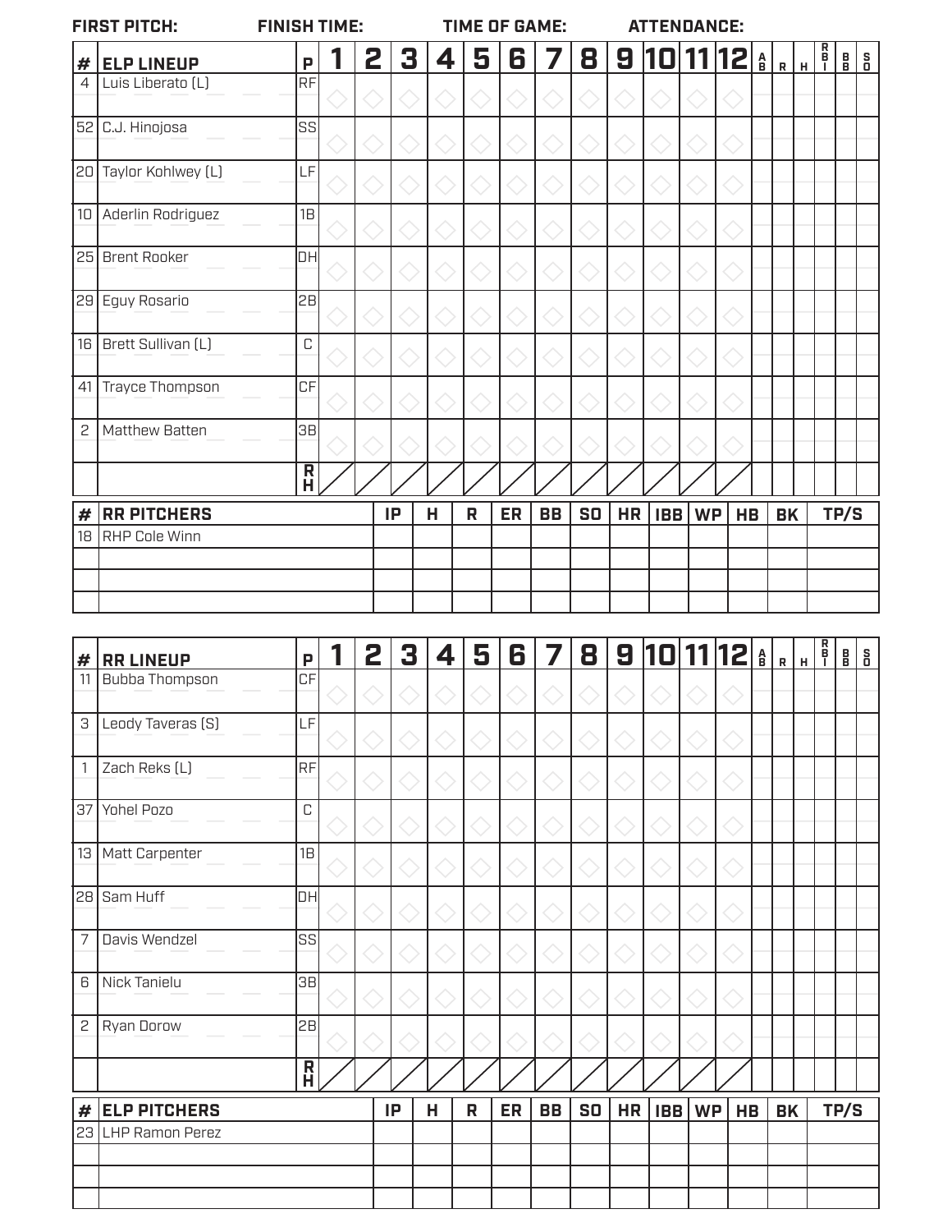FIRST PICH: FINISH TIME: TIME OF GAME: ATTENDANCE:

| # | ELP LINEUP | P | 1 | 2 | 3 | 4 | 5 | 6 | 7 | 8 | 9 | 10 | 11 | 12 | AB | R | H | RBI | BB | SO |
|---|---|---|---|---|---|---|---|---|---|---|---|---|---|---|---|---|---|---|---|---|
| 4 | Luis Liberato (L) | RF | | | | | | | | | | | | | | | | | | |
| 52 | C.J. Hinojosa | SS | | | | | | | | | | | | | | | | | | |
| 20 | Taylor Kohlwey (L) | LF | | | | | | | | | | | | | | | | | | |
| 10 | Aderlin Rodriguez | 1B | | | | | | | | | | | | | | | | | | |
| 25 | Brent Rooker | DH | | | | | | | | | | | | | | | | | | |
| 29 | Eguy Rosario | 2B | | | | | | | | | | | | | | | | | | |
| 16 | Brett Sullivan (L) | C | | | | | | | | | | | | | | | | | | |
| 41 | Trayce Thompson | CF | | | | | | | | | | | | | | | | | | |
| 2 | Matthew Batten | 3B | | | | | | | | | | | | | | | | | | |
| | | R H | | | | | | | | | | | | | | | | | | |

| # | RR PITCHERS | IP | H | R | ER | BB | SO | HR | IBB | WP | HB | BK | TP/S |
|---|---|---|---|---|---|---|---|---|---|---|---|---|---|
| 18 | RHP Cole Winn | | | | | | | | | | | | |
| | | | | | | | | | | | | | |
| | | | | | | | | | | | | | |
| | | | | | | | | | | | | | |

| # | RR LINEUP | P | 1 | 2 | 3 | 4 | 5 | 6 | 7 | 8 | 9 | 10 | 11 | 12 | AB | R | H | RBI | BB | SO |
|---|---|---|---|---|---|---|---|---|---|---|---|---|---|---|---|---|---|---|---|---|
| 11 | Bubba Thompson | CF | | | | | | | | | | | | | | | | | | |
| 3 | Leody Taveras (S) | LF | | | | | | | | | | | | | | | | | | |
| 1 | Zach Reks (L) | RF | | | | | | | | | | | | | | | | | | |
| 37 | Yohel Pozo | C | | | | | | | | | | | | | | | | | | |
| 13 | Matt Carpenter | 1B | | | | | | | | | | | | | | | | | | |
| 28 | Sam Huff | DH | | | | | | | | | | | | | | | | | | |
| 7 | Davis Wendzel | SS | | | | | | | | | | | | | | | | | | |
| 6 | Nick Tanielu | 3B | | | | | | | | | | | | | | | | | | |
| 2 | Ryan Dorow | 2B | | | | | | | | | | | | | | | | | | |
| | | R H | | | | | | | | | | | | | | | | | | |

| # | ELP PITCHERS | IP | H | R | ER | BB | SO | HR | IBB | WP | HB | BK | TP/S |
|---|---|---|---|---|---|---|---|---|---|---|---|---|---|
| 23 | LHP Ramon Perez | | | | | | | | | | | | |
| | | | | | | | | | | | | | |
| | | | | | | | | | | | | | |
| | | | | | | | | | | | | | |